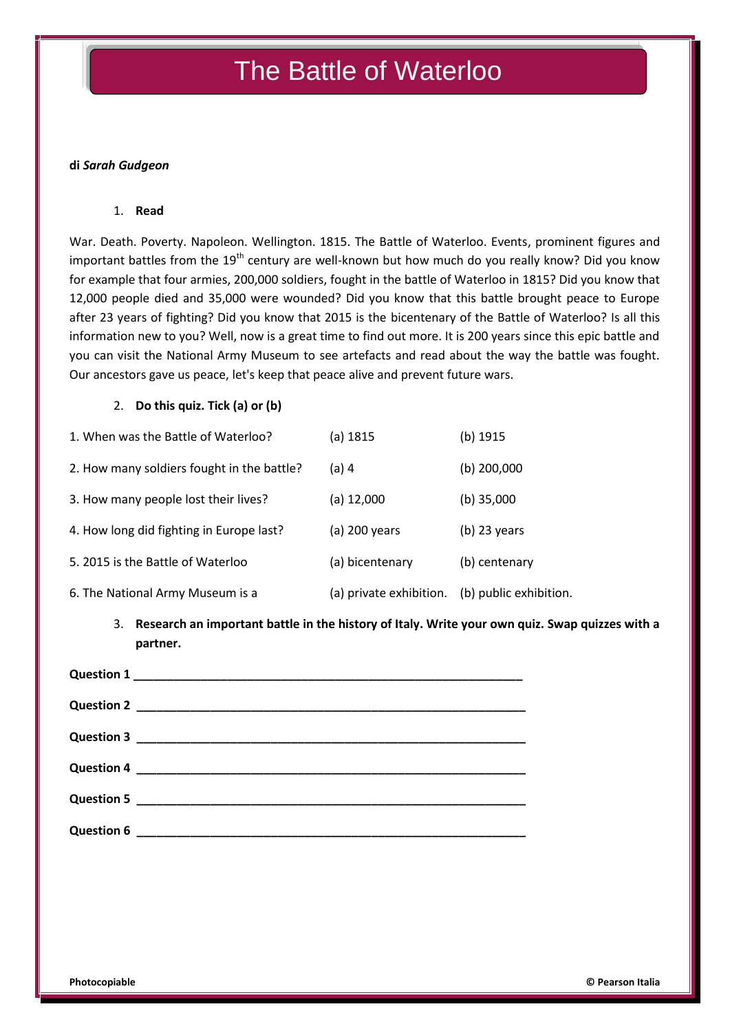# The Battle of Waterloo

**di *Sarah Gudgeon***

1. **Read**

War. Death. Poverty. Napoleon. Wellington. 1815. The Battle of Waterloo. Events, prominent figures and important battles from the 19th century are well-known but how much do you really know? Did you know for example that four armies, 200,000 soldiers, fought in the battle of Waterloo in 1815? Did you know that 12,000 people died and 35,000 were wounded? Did you know that this battle brought peace to Europe after 23 years of fighting? Did you know that 2015 is the bicentenary of the Battle of Waterloo? Is all this information new to you? Well, now is a great time to find out more. It is 200 years since this epic battle and you can visit the National Army Museum to see artefacts and read about the way the battle was fought. Our ancestors gave us peace, let's keep that peace alive and prevent future wars.

2. **Do this quiz. Tick (a) or (b)**

| | | |
|---|---|---|
| 1. When was the Battle of Waterloo? | (a) 1815 | (b) 1915 |
| 2. How many soldiers fought in the battle? | (a) 4 | (b) 200,000 |
| 3. How many people lost their lives? | (a) 12,000 | (b) 35,000 |
| 4. How long did fighting in Europe last? | (a) 200 years | (b) 23 years |
| 5. 2015 is the Battle of Waterloo | (a) bicentenary | (b) centenary |
| 6. The National Army Museum is a | (a) private exhibition. | (b) public exhibition. |

3. **Research an important battle in the history of Italy. Write your own quiz. Swap quizzes with a partner.**

**Question 1** ____________________________________________________________

**Question 2** ____________________________________________________________

**Question 3** ____________________________________________________________

**Question 4** ____________________________________________________________

**Question 5** ____________________________________________________________

**Question 6** ____________________________________________________________

**Photocopiable** **© Pearson Italia**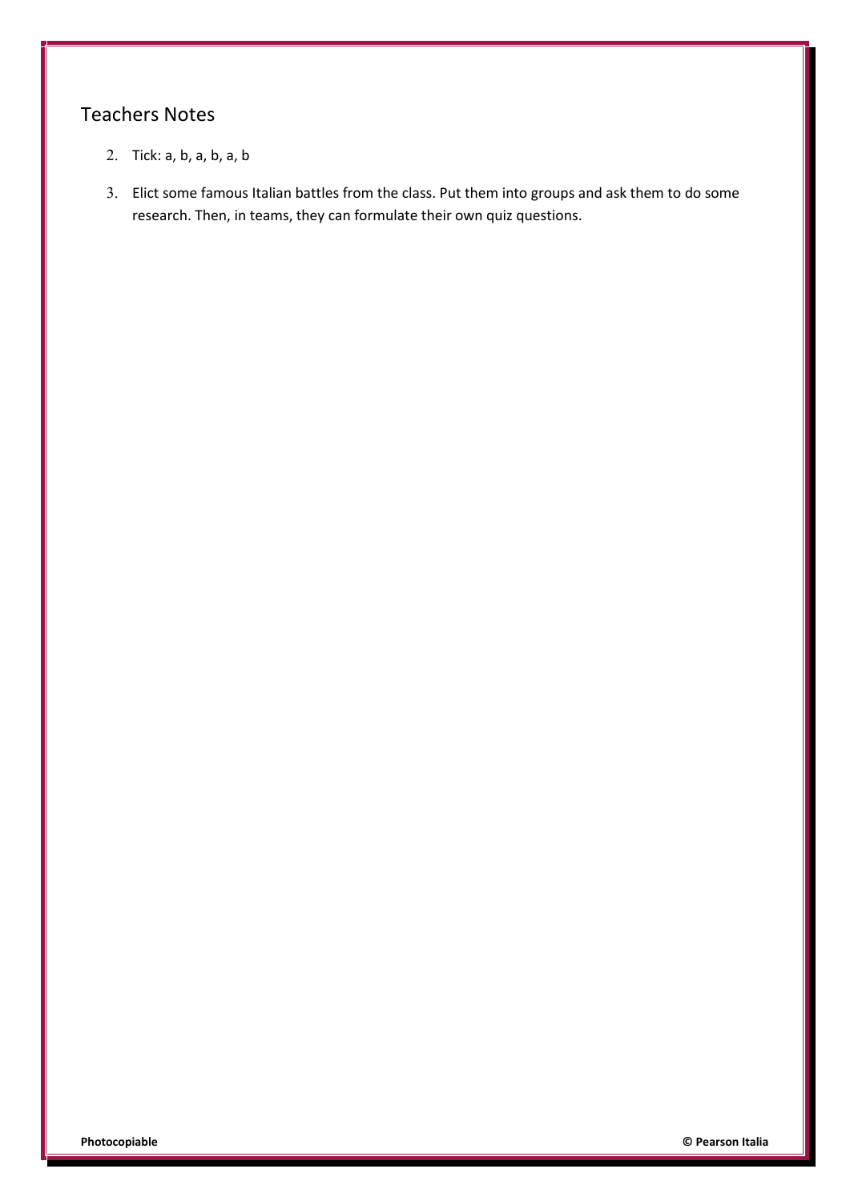## Teachers Notes

2. Tick: a, b, a, b, a, b

3. Elict some famous Italian battles from the class. Put them into groups and ask them to do some research. Then, in teams, they can formulate their own quiz questions.

**Photocopiable** **© Pearson Italia**